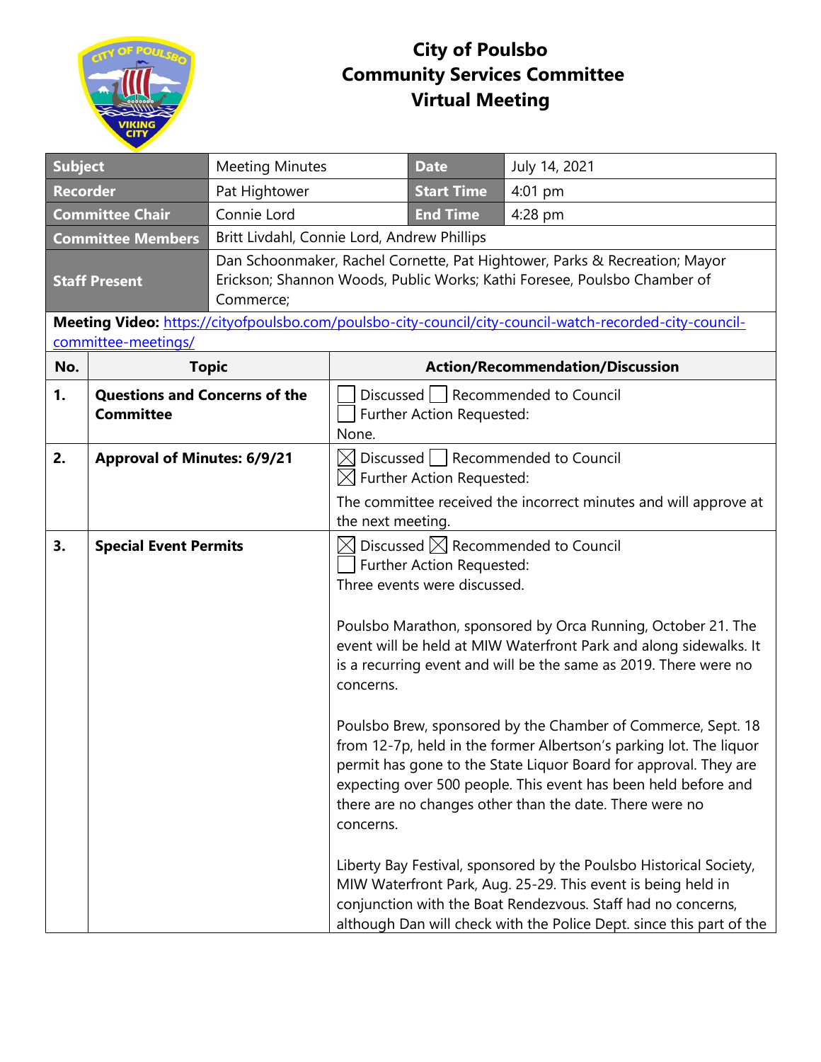# City of Poulsbo
# Community Services Committee
# Virtual Meeting

| Subject | Meeting Minutes | Date | July 14, 2021 |
|---|---|---|---|
| Recorder | Pat Hightower | Start Time | 4:01 pm |
| Committee Chair | Connie Lord | End Time | 4:28 pm |
| Committee Members | Britt Livdahl, Connie Lord, Andrew Phillips | | |
| Staff Present | Dan Schoonmaker, Rachel Cornette, Pat Hightower, Parks & Recreation; Mayor Erickson; Shannon Woods, Public Works; Kathi Foresee, Poulsbo Chamber of Commerce; | | |

**Meeting Video:** https://cityofpoulsbo.com/poulsbo-city-council/city-council-watch-recorded-city-council-committee-meetings/

| No. | Topic | Action/Recommendation/Discussion |
|---|---|---|
| 1. | **Questions and Concerns of the Committee** | ☐ Discussed ☐ Recommended to Council<br>☐ Further Action Requested:<br>None. |
| 2. | **Approval of Minutes: 6/9/21** | ☒ Discussed ☐ Recommended to Council<br>☒ Further Action Requested:<br>The committee received the incorrect minutes and will approve at the next meeting. |
| 3. | **Special Event Permits** | ☒ Discussed ☒ Recommended to Council<br>☐ Further Action Requested:<br>Three events were discussed.<br><br>Poulsbo Marathon, sponsored by Orca Running, October 21. The event will be held at MIW Waterfront Park and along sidewalks. It is a recurring event and will be the same as 2019. There were no concerns.<br><br>Poulsbo Brew, sponsored by the Chamber of Commerce, Sept. 18 from 12-7p, held in the former Albertson's parking lot. The liquor permit has gone to the State Liquor Board for approval. They are expecting over 500 people. This event has been held before and there are no changes other than the date. There were no concerns.<br><br>Liberty Bay Festival, sponsored by the Poulsbo Historical Society, MIW Waterfront Park, Aug. 25-29. This event is being held in conjunction with the Boat Rendezvous. Staff had no concerns, although Dan will check with the Police Dept. since this part of the |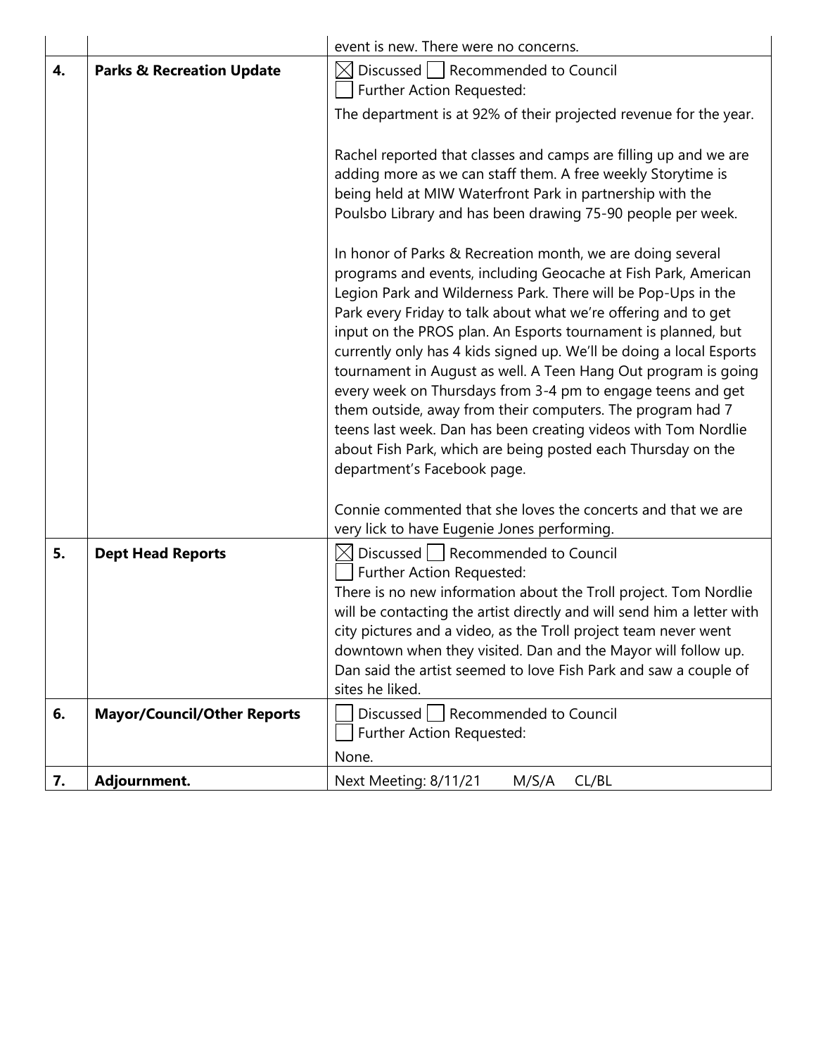| | | |
|---|---|---|
| | | event is new. There were no concerns. |
| **4.** | **Parks & Recreation Update** | ☒ Discussed ☐ Recommended to Council<br>☐ Further Action Requested:<br>The department is at 92% of their projected revenue for the year.<br><br>Rachel reported that classes and camps are filling up and we are adding more as we can staff them. A free weekly Storytime is being held at MIW Waterfront Park in partnership with the Poulsbo Library and has been drawing 75-90 people per week.<br><br>In honor of Parks & Recreation month, we are doing several programs and events, including Geocache at Fish Park, American Legion Park and Wilderness Park. There will be Pop-Ups in the Park every Friday to talk about what we're offering and to get input on the PROS plan. An Esports tournament is planned, but currently only has 4 kids signed up. We'll be doing a local Esports tournament in August as well. A Teen Hang Out program is going every week on Thursdays from 3-4 pm to engage teens and get them outside, away from their computers. The program had 7 teens last week. Dan has been creating videos with Tom Nordlie about Fish Park, which are being posted each Thursday on the department's Facebook page.<br><br>Connie commented that she loves the concerts and that we are very lick to have Eugenie Jones performing. |
| **5.** | **Dept Head Reports** | ☒ Discussed ☐ Recommended to Council<br>☐ Further Action Requested:<br>There is no new information about the Troll project. Tom Nordlie will be contacting the artist directly and will send him a letter with city pictures and a video, as the Troll project team never went downtown when they visited. Dan and the Mayor will follow up. Dan said the artist seemed to love Fish Park and saw a couple of sites he liked. |
| **6.** | **Mayor/Council/Other Reports** | ☐ Discussed ☐ Recommended to Council<br>☐ Further Action Requested:<br>None. |
| **7.** | **Adjournment.** | Next Meeting: 8/11/21 M/S/A CL/BL |